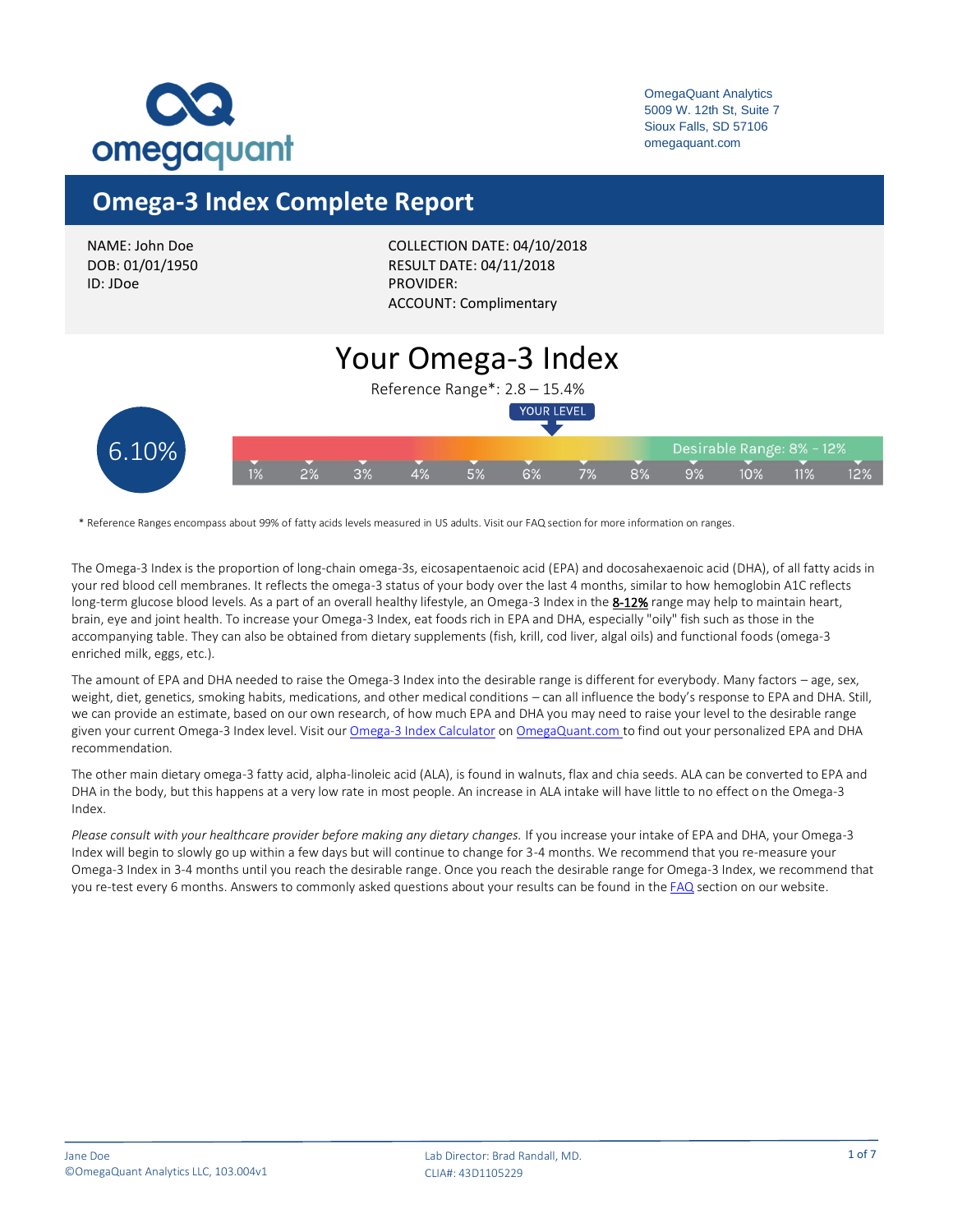omegaquant

OmegaQuant Analytics
5009 W. 12th St, Suite 7
Sioux Falls, SD 57106
omegaquant.com

# Omega-3 Index Complete Report

NAME: John Doe
DOB: 01/01/1950
ID: JDoe

COLLECTION DATE: 04/10/2018
RESULT DATE: 04/11/2018
PROVIDER:
ACCOUNT: Complimentary

## Your Omega-3 Index

Reference Range*: 2.8 – 15.4%

YOUR LEVEL

6.10%

Desirable Range: 8% – 12%

1% 2% 3% 4% 5% 6% 7% 8% 9% 10% 11% 12%

\* Reference Ranges encompass about 99% of fatty acids levels measured in US adults. Visit our FAQ section for more information on ranges.

The Omega-3 Index is the proportion of long-chain omega-3s, eicosapentaenoic acid (EPA) and docosahexaenoic acid (DHA), of all fatty acids in your red blood cell membranes. It reflects the omega-3 status of your body over the last 4 months, similar to how hemoglobin A1C reflects long-term glucose blood levels. As a part of an overall healthy lifestyle, an Omega-3 Index in the **8-12%** range may help to maintain heart, brain, eye and joint health. To increase your Omega-3 Index, eat foods rich in EPA and DHA, especially "oily" fish such as those in the accompanying table. They can also be obtained from dietary supplements (fish, krill, cod liver, algal oils) and functional foods (omega-3 enriched milk, eggs, etc.).

The amount of EPA and DHA needed to raise the Omega-3 Index into the desirable range is different for everybody. Many factors – age, sex, weight, diet, genetics, smoking habits, medications, and other medical conditions – can all influence the body's response to EPA and DHA. Still, we can provide an estimate, based on our own research, of how much EPA and DHA you may need to raise your level to the desirable range given your current Omega-3 Index level. Visit our Omega-3 Index Calculator on OmegaQuant.com to find out your personalized EPA and DHA recommendation.

The other main dietary omega-3 fatty acid, alpha-linoleic acid (ALA), is found in walnuts, flax and chia seeds. ALA can be converted to EPA and DHA in the body, but this happens at a very low rate in most people. An increase in ALA intake will have little to no effect on the Omega-3 Index.

*Please consult with your healthcare provider before making any dietary changes.* If you increase your intake of EPA and DHA, your Omega-3 Index will begin to slowly go up within a few days but will continue to change for 3-4 months. We recommend that you re-measure your Omega-3 Index in 3-4 months until you reach the desirable range. Once you reach the desirable range for Omega-3 Index, we recommend that you re-test every 6 months. Answers to commonly asked questions about your results can be found in the FAQ section on our website.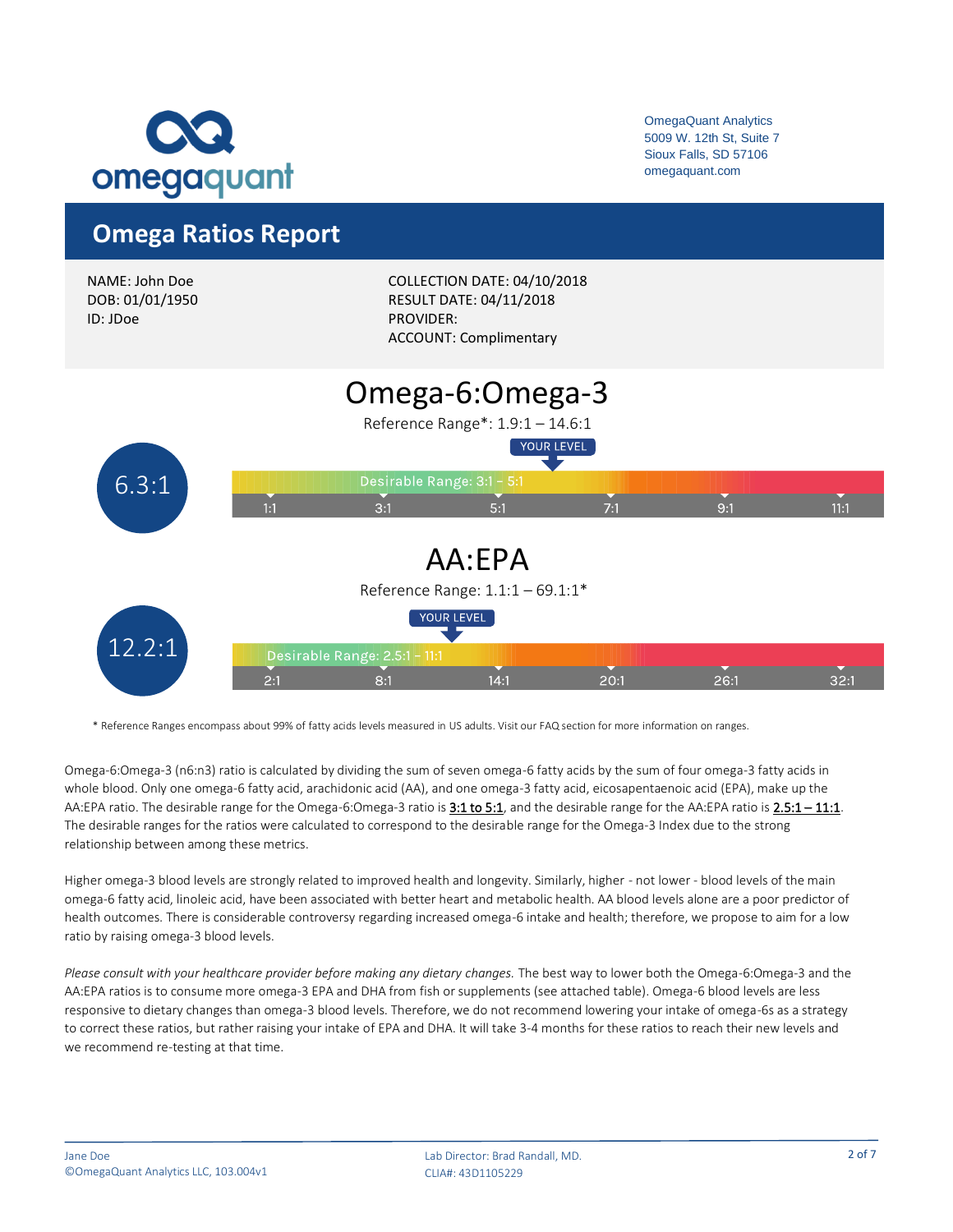OmegaQuant Analytics
5009 W. 12th St, Suite 7
Sioux Falls, SD 57106
omegaquant.com

# Omega Ratios Report

NAME: John Doe
DOB: 01/01/1950
ID: JDoe

COLLECTION DATE: 04/10/2018
RESULT DATE: 04/11/2018
PROVIDER:
ACCOUNT: Complimentary

## Omega-6:Omega-3

Reference Range*: 1.9:1 – 14.6:1

**6.3:1**

YOUR LEVEL

Desirable Range: 3:1 – 5:1

1:1 | 3:1 | 5:1 | 7:1 | 9:1 | 11:1

## AA:EPA

Reference Range: 1.1:1 – 69.1:1*

**12.2:1**

YOUR LEVEL

Desirable Range: 2.5:1 – 11:1

2:1 | 8:1 | 14:1 | 20:1 | 26:1 | 32:1

\* Reference Ranges encompass about 99% of fatty acids levels measured in US adults. Visit our FAQ section for more information on ranges.

Omega-6:Omega-3 (n6:n3) ratio is calculated by dividing the sum of seven omega-6 fatty acids by the sum of four omega-3 fatty acids in whole blood. Only one omega-6 fatty acid, arachidonic acid (AA), and one omega-3 fatty acid, eicosapentaenoic acid (EPA), make up the AA:EPA ratio. The desirable range for the Omega-6:Omega-3 ratio is 3:1 to 5:1, and the desirable range for the AA:EPA ratio is 2.5:1 – 11:1. The desirable ranges for the ratios were calculated to correspond to the desirable range for the Omega-3 Index due to the strong relationship between among these metrics.

Higher omega-3 blood levels are strongly related to improved health and longevity. Similarly, higher - not lower - blood levels of the main omega-6 fatty acid, linoleic acid, have been associated with better heart and metabolic health. AA blood levels alone are a poor predictor of health outcomes. There is considerable controversy regarding increased omega-6 intake and health; therefore, we propose to aim for a low ratio by raising omega-3 blood levels.

*Please consult with your healthcare provider before making any dietary changes.* The best way to lower both the Omega-6:Omega-3 and the AA:EPA ratios is to consume more omega-3 EPA and DHA from fish or supplements (see attached table). Omega-6 blood levels are less responsive to dietary changes than omega-3 blood levels. Therefore, we do not recommend lowering your intake of omega-6s as a strategy to correct these ratios, but rather raising your intake of EPA and DHA. It will take 3-4 months for these ratios to reach their new levels and we recommend re-testing at that time.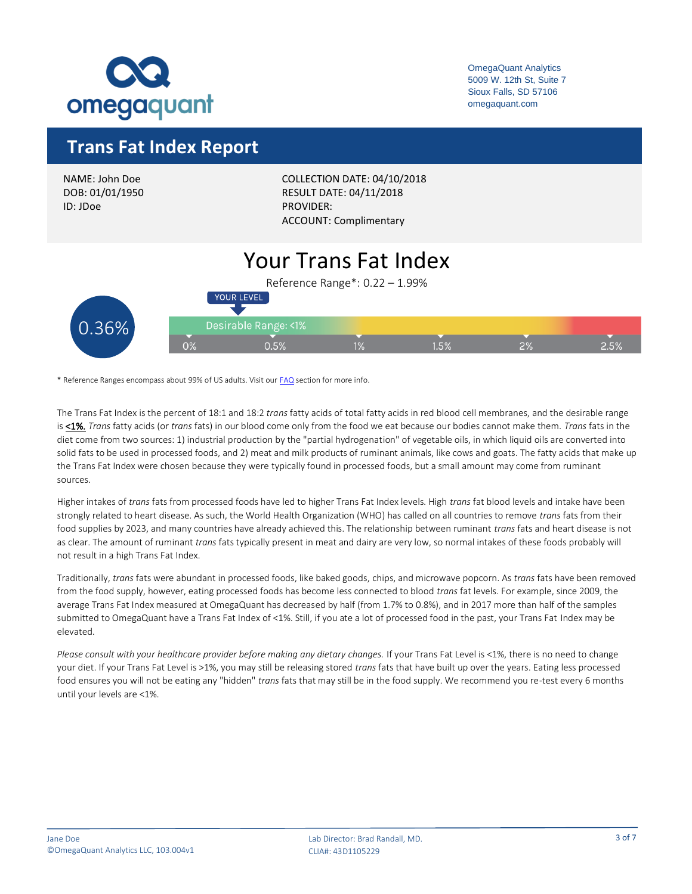OmegaQuant Analytics
5009 W. 12th St, Suite 7
Sioux Falls, SD 57106
omegaquant.com

# Trans Fat Index Report

NAME: John Doe
DOB: 01/01/1950
ID: JDoe

COLLECTION DATE: 04/10/2018
RESULT DATE: 04/11/2018
PROVIDER:
ACCOUNT: Complimentary

## Your Trans Fat Index

Reference Range*: 0.22 – 1.99%

YOUR LEVEL

**0.36%**

Desirable Range: <1%

0% | 0.5% | 1% | 1.5% | 2% | 2.5%

\* Reference Ranges encompass about 99% of US adults. Visit our FAQ section for more info.

The Trans Fat Index is the percent of 18:1 and 18:2 *trans* fatty acids of total fatty acids in red blood cell membranes, and the desirable range is **<1%.** *Trans* fatty acids (or *trans* fats) in our blood come only from the food we eat because our bodies cannot make them. *Trans* fats in the diet come from two sources: 1) industrial production by the "partial hydrogenation" of vegetable oils, in which liquid oils are converted into solid fats to be used in processed foods, and 2) meat and milk products of ruminant animals, like cows and goats. The fatty acids that make up the Trans Fat Index were chosen because they were typically found in processed foods, but a small amount may come from ruminant sources.

Higher intakes of *trans* fats from processed foods have led to higher Trans Fat Index levels. High *trans* fat blood levels and intake have been strongly related to heart disease. As such, the World Health Organization (WHO) has called on all countries to remove *trans* fats from their food supplies by 2023, and many countries have already achieved this. The relationship between ruminant *trans* fats and heart disease is not as clear. The amount of ruminant *trans* fats typically present in meat and dairy are very low, so normal intakes of these foods probably will not result in a high Trans Fat Index.

Traditionally, *trans* fats were abundant in processed foods, like baked goods, chips, and microwave popcorn. As *trans* fats have been removed from the food supply, however, eating processed foods has become less connected to blood *trans* fat levels. For example, since 2009, the average Trans Fat Index measured at OmegaQuant has decreased by half (from 1.7% to 0.8%), and in 2017 more than half of the samples submitted to OmegaQuant have a Trans Fat Index of <1%. Still, if you ate a lot of processed food in the past, your Trans Fat Index may be elevated.

*Please consult with your healthcare provider before making any dietary changes.* If your Trans Fat Level is <1%, there is no need to change your diet. If your Trans Fat Level is >1%, you may still be releasing stored *trans* fats that have built up over the years. Eating less processed food ensures you will not be eating any "hidden" *trans* fats that may still be in the food supply. We recommend you re-test every 6 months until your levels are <1%.

Jane Doe
©OmegaQuant Analytics LLC, 103.004v1

Lab Director: Brad Randall, MD.
CLIA#: 43D1105229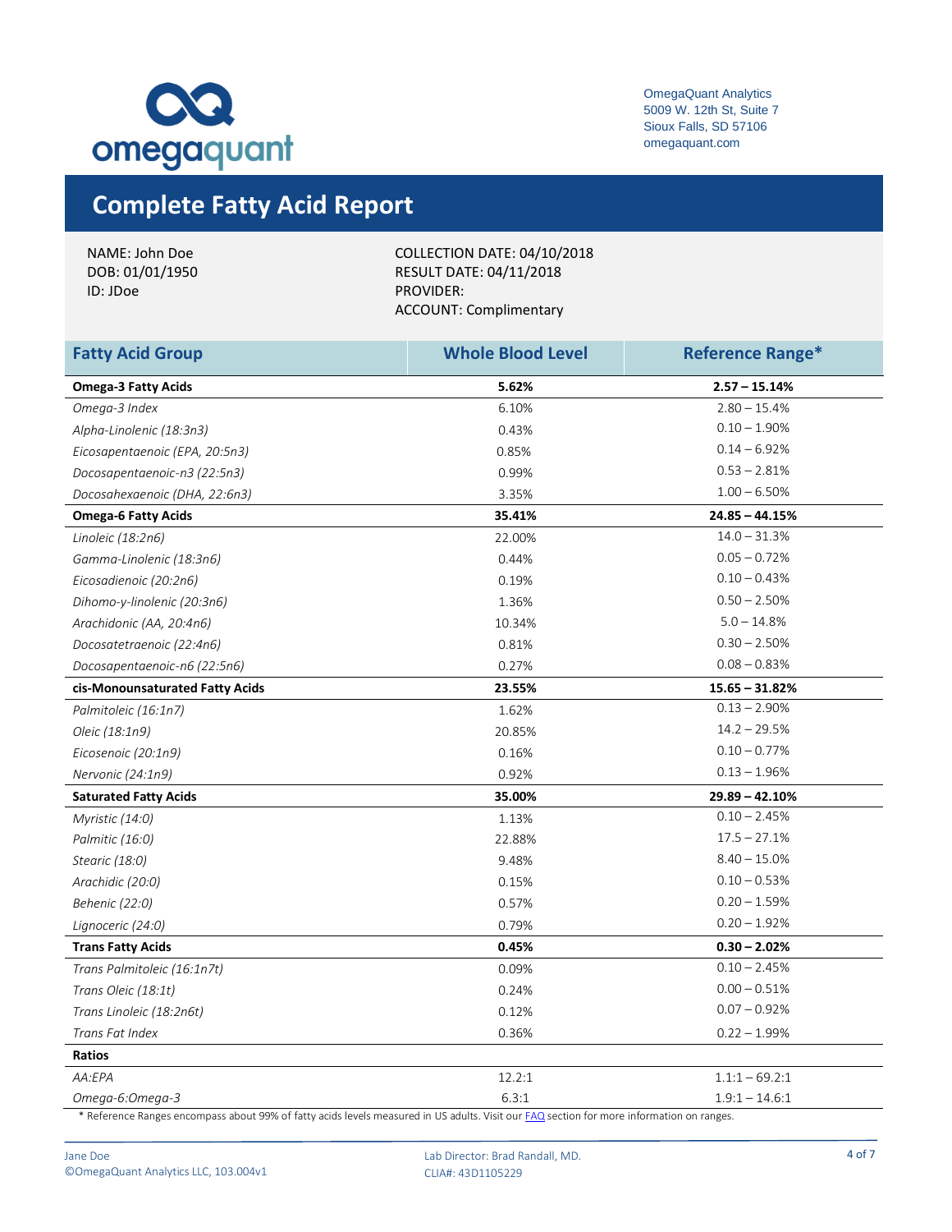omegaquant

OmegaQuant Analytics
5009 W. 12th St, Suite 7
Sioux Falls, SD 57106
omegaquant.com

# Complete Fatty Acid Report

NAME: John Doe
DOB: 01/01/1950
ID: JDoe

COLLECTION DATE: 04/10/2018
RESULT DATE: 04/11/2018
PROVIDER:
ACCOUNT: Complimentary

| Fatty Acid Group | Whole Blood Level | Reference Range* |
|---|---|---|
| **Omega-3 Fatty Acids** | **5.62%** | **2.57 – 15.14%** |
| *Omega-3 Index* | 6.10% | 2.80 – 15.4% |
| *Alpha-Linolenic (18:3n3)* | 0.43% | 0.10 – 1.90% |
| *Eicosapentaenoic (EPA, 20:5n3)* | 0.85% | 0.14 – 6.92% |
| *Docosapentaenoic-n3 (22:5n3)* | 0.99% | 0.53 – 2.81% |
| *Docosahexaenoic (DHA, 22:6n3)* | 3.35% | 1.00 – 6.50% |
| **Omega-6 Fatty Acids** | **35.41%** | **24.85 – 44.15%** |
| *Linoleic (18:2n6)* | 22.00% | 14.0 – 31.3% |
| *Gamma-Linolenic (18:3n6)* | 0.44% | 0.05 – 0.72% |
| *Eicosadienoic (20:2n6)* | 0.19% | 0.10 – 0.43% |
| *Dihomo-γ-linolenic (20:3n6)* | 1.36% | 0.50 – 2.50% |
| *Arachidonic (AA, 20:4n6)* | 10.34% | 5.0 – 14.8% |
| *Docosatetraenoic (22:4n6)* | 0.81% | 0.30 – 2.50% |
| *Docosapentaenoic-n6 (22:5n6)* | 0.27% | 0.08 – 0.83% |
| **cis-Monounsaturated Fatty Acids** | **23.55%** | **15.65 – 31.82%** |
| *Palmitoleic (16:1n7)* | 1.62% | 0.13 – 2.90% |
| *Oleic (18:1n9)* | 20.85% | 14.2 – 29.5% |
| *Eicosenoic (20:1n9)* | 0.16% | 0.10 – 0.77% |
| *Nervonic (24:1n9)* | 0.92% | 0.13 – 1.96% |
| **Saturated Fatty Acids** | **35.00%** | **29.89 – 42.10%** |
| *Myristic (14:0)* | 1.13% | 0.10 – 2.45% |
| *Palmitic (16:0)* | 22.88% | 17.5 – 27.1% |
| *Stearic (18:0)* | 9.48% | 8.40 – 15.0% |
| *Arachidic (20:0)* | 0.15% | 0.10 – 0.53% |
| *Behenic (22:0)* | 0.57% | 0.20 – 1.59% |
| *Lignoceric (24:0)* | 0.79% | 0.20 – 1.92% |
| **Trans Fatty Acids** | **0.45%** | **0.30 – 2.02%** |
| *Trans Palmitoleic (16:1n7t)* | 0.09% | 0.10 – 2.45% |
| *Trans Oleic (18:1t)* | 0.24% | 0.00 – 0.51% |
| *Trans Linoleic (18:2n6t)* | 0.12% | 0.07 – 0.92% |
| *Trans Fat Index* | 0.36% | 0.22 – 1.99% |
| **Ratios** | | |
| *AA:EPA* | 12.2:1 | 1.1:1 – 69.2:1 |
| *Omega-6:Omega-3* | 6.3:1 | 1.9:1 – 14.6:1 |

\* Reference Ranges encompass about 99% of fatty acids levels measured in US adults. Visit our FAQ section for more information on ranges.

Jane Doe
©OmegaQuant Analytics LLC, 103.004v1

Lab Director: Brad Randall, MD.
CLIA#: 43D1105229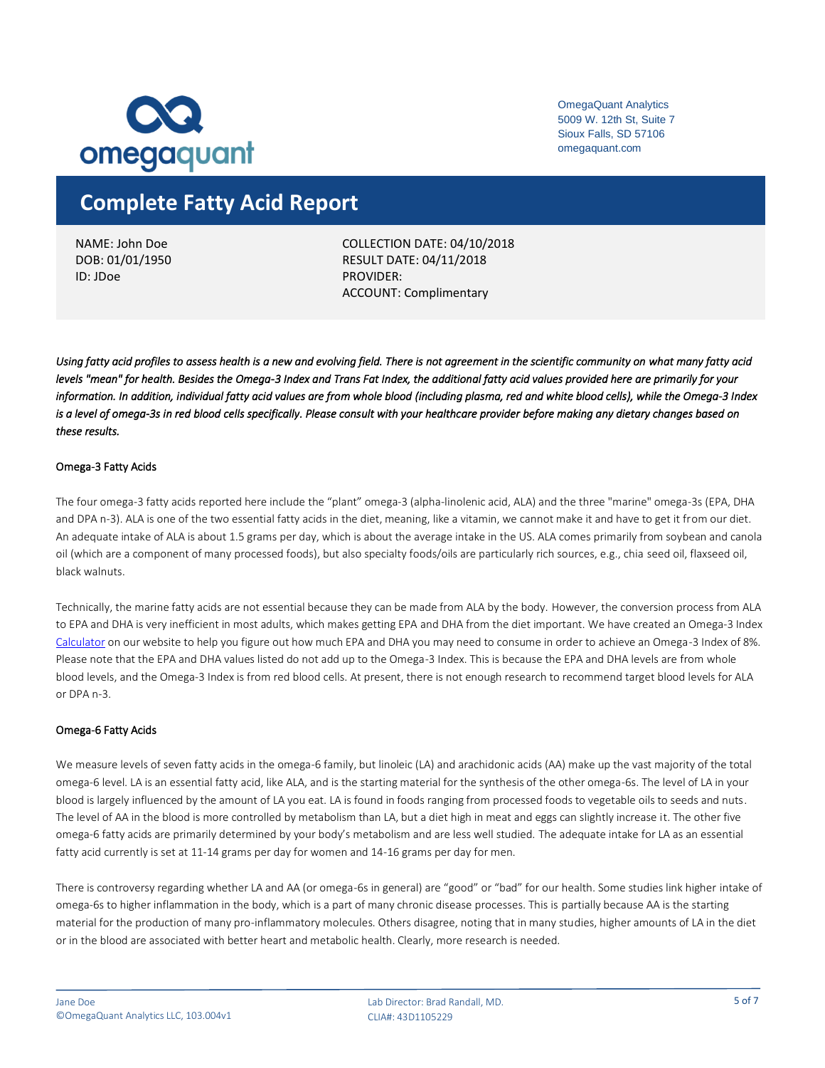omegaquant

OmegaQuant Analytics
5009 W. 12th St, Suite 7
Sioux Falls, SD 57106
omegaquant.com

# Complete Fatty Acid Report

NAME: John Doe
DOB: 01/01/1950
ID: JDoe

COLLECTION DATE: 04/10/2018
RESULT DATE: 04/11/2018
PROVIDER:
ACCOUNT: Complimentary

*Using fatty acid profiles to assess health is a new and evolving field. There is not agreement in the scientific community on what many fatty acid levels "mean" for health. Besides the Omega-3 Index and Trans Fat Index, the additional fatty acid values provided here are primarily for your information. In addition, individual fatty acid values are from whole blood (including plasma, red and white blood cells), while the Omega-3 Index is a level of omega-3s in red blood cells specifically. Please consult with your healthcare provider before making any dietary changes based on these results.*

## Omega-3 Fatty Acids

The four omega-3 fatty acids reported here include the "plant" omega-3 (alpha-linolenic acid, ALA) and the three "marine" omega-3s (EPA, DHA and DPA n-3). ALA is one of the two essential fatty acids in the diet, meaning, like a vitamin, we cannot make it and have to get it from our diet. An adequate intake of ALA is about 1.5 grams per day, which is about the average intake in the US. ALA comes primarily from soybean and canola oil (which are a component of many processed foods), but also specialty foods/oils are particularly rich sources, e.g., chia seed oil, flaxseed oil, black walnuts.

Technically, the marine fatty acids are not essential because they can be made from ALA by the body. However, the conversion process from ALA to EPA and DHA is very inefficient in most adults, which makes getting EPA and DHA from the diet important. We have created an Omega-3 Index Calculator on our website to help you figure out how much EPA and DHA you may need to consume in order to achieve an Omega-3 Index of 8%. Please note that the EPA and DHA values listed do not add up to the Omega-3 Index. This is because the EPA and DHA levels are from whole blood levels, and the Omega-3 Index is from red blood cells. At present, there is not enough research to recommend target blood levels for ALA or DPA n-3.

## Omega-6 Fatty Acids

We measure levels of seven fatty acids in the omega-6 family, but linoleic (LA) and arachidonic acids (AA) make up the vast majority of the total omega-6 level. LA is an essential fatty acid, like ALA, and is the starting material for the synthesis of the other omega-6s. The level of LA in your blood is largely influenced by the amount of LA you eat. LA is found in foods ranging from processed foods to vegetable oils to seeds and nuts. The level of AA in the blood is more controlled by metabolism than LA, but a diet high in meat and eggs can slightly increase it. The other five omega-6 fatty acids are primarily determined by your body's metabolism and are less well studied. The adequate intake for LA as an essential fatty acid currently is set at 11-14 grams per day for women and 14-16 grams per day for men.

There is controversy regarding whether LA and AA (or omega-6s in general) are "good" or "bad" for our health. Some studies link higher intake of omega-6s to higher inflammation in the body, which is a part of many chronic disease processes. This is partially because AA is the starting material for the production of many pro-inflammatory molecules. Others disagree, noting that in many studies, higher amounts of LA in the diet or in the blood are associated with better heart and metabolic health. Clearly, more research is needed.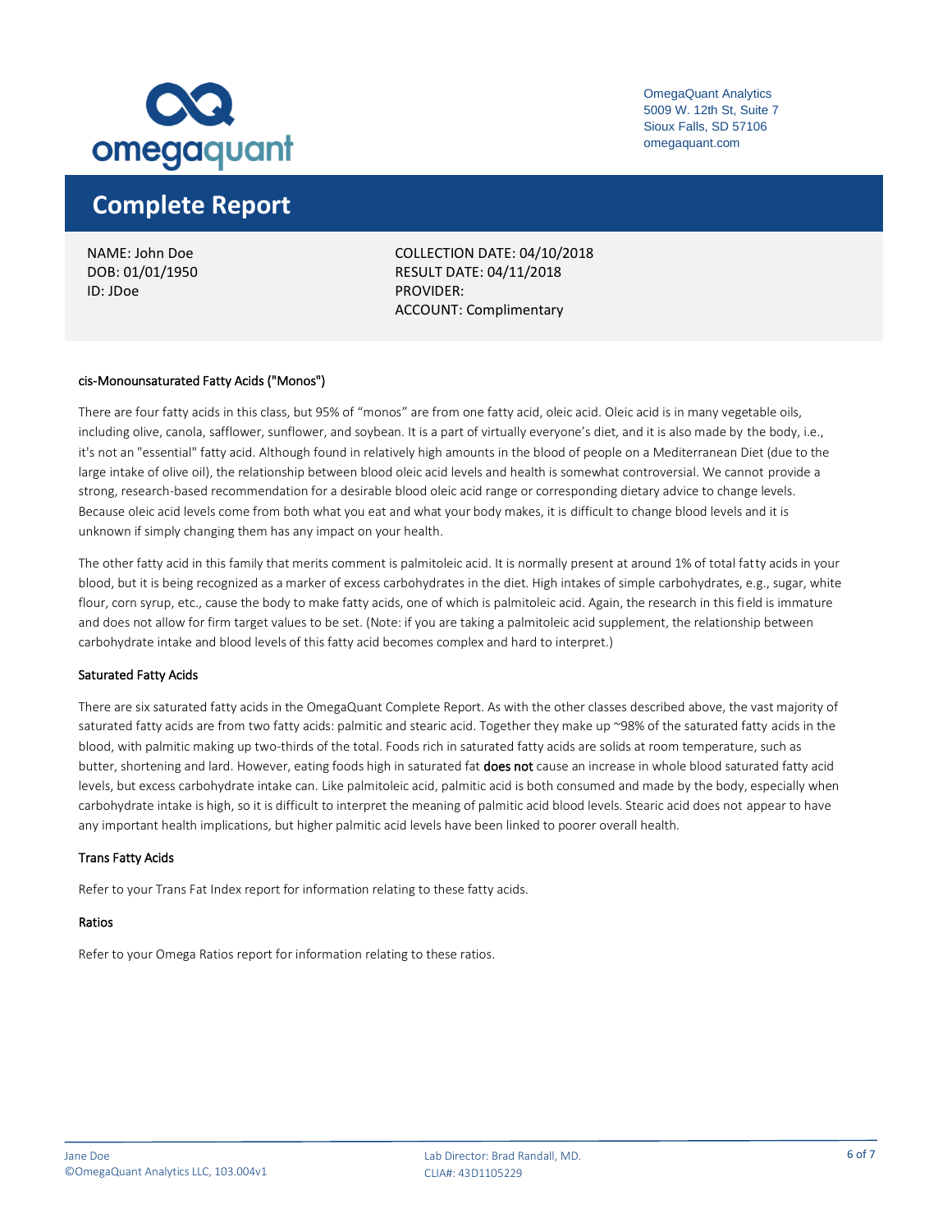OmegaQuant Analytics
5009 W. 12th St, Suite 7
Sioux Falls, SD 57106
omegaquant.com

# Complete Report

NAME: John Doe
DOB: 01/01/1950
ID: JDoe

COLLECTION DATE: 04/10/2018
RESULT DATE: 04/11/2018
PROVIDER:
ACCOUNT: Complimentary

## cis-Monounsaturated Fatty Acids ("Monos")

There are four fatty acids in this class, but 95% of "monos" are from one fatty acid, oleic acid. Oleic acid is in many vegetable oils, including olive, canola, safflower, sunflower, and soybean. It is a part of virtually everyone's diet, and it is also made by the body, i.e., it's not an "essential" fatty acid. Although found in relatively high amounts in the blood of people on a Mediterranean Diet (due to the large intake of olive oil), the relationship between blood oleic acid levels and health is somewhat controversial. We cannot provide a strong, research-based recommendation for a desirable blood oleic acid range or corresponding dietary advice to change levels. Because oleic acid levels come from both what you eat and what your body makes, it is difficult to change blood levels and it is unknown if simply changing them has any impact on your health.

The other fatty acid in this family that merits comment is palmitoleic acid. It is normally present at around 1% of total fatty acids in your blood, but it is being recognized as a marker of excess carbohydrates in the diet. High intakes of simple carbohydrates, e.g., sugar, white flour, corn syrup, etc., cause the body to make fatty acids, one of which is palmitoleic acid. Again, the research in this field is immature and does not allow for firm target values to be set. (Note: if you are taking a palmitoleic acid supplement, the relationship between carbohydrate intake and blood levels of this fatty acid becomes complex and hard to interpret.)

## Saturated Fatty Acids

There are six saturated fatty acids in the OmegaQuant Complete Report. As with the other classes described above, the vast majority of saturated fatty acids are from two fatty acids: palmitic and stearic acid. Together they make up ~98% of the saturated fatty acids in the blood, with palmitic making up two-thirds of the total. Foods rich in saturated fatty acids are solids at room temperature, such as butter, shortening and lard. However, eating foods high in saturated fat **does not** cause an increase in whole blood saturated fatty acid levels, but excess carbohydrate intake can. Like palmitoleic acid, palmitic acid is both consumed and made by the body, especially when carbohydrate intake is high, so it is difficult to interpret the meaning of palmitic acid blood levels. Stearic acid does not appear to have any important health implications, but higher palmitic acid levels have been linked to poorer overall health.

## Trans Fatty Acids

Refer to your Trans Fat Index report for information relating to these fatty acids.

## Ratios

Refer to your Omega Ratios report for information relating to these ratios.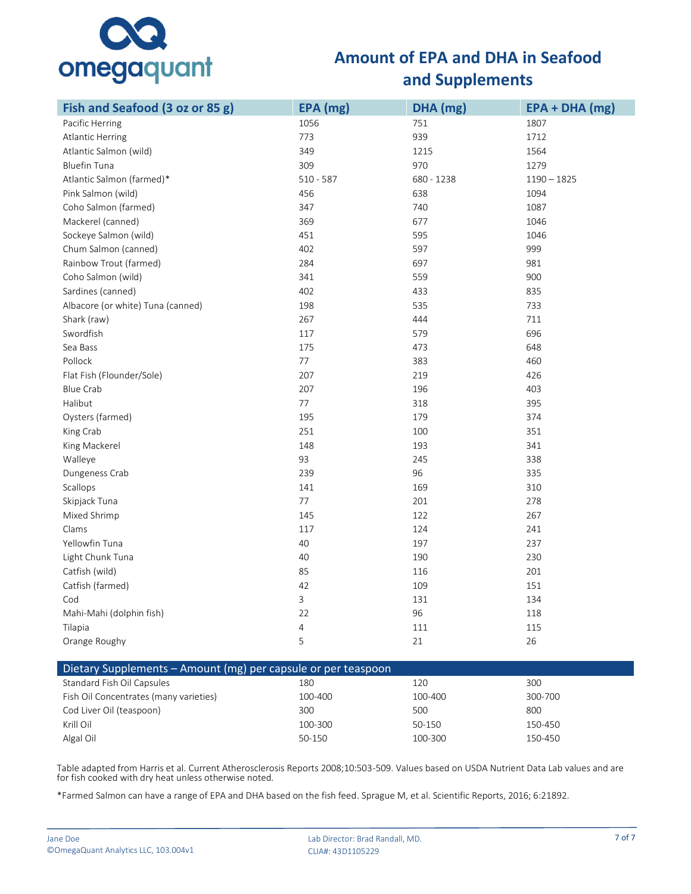omegaquant

# Amount of EPA and DHA in Seafood and Supplements

| Fish and Seafood (3 oz or 85 g) | EPA (mg) | DHA (mg) | EPA + DHA (mg) |
|---|---|---|---|
| Pacific Herring | 1056 | 751 | 1807 |
| Atlantic Herring | 773 | 939 | 1712 |
| Atlantic Salmon (wild) | 349 | 1215 | 1564 |
| Bluefin Tuna | 309 | 970 | 1279 |
| Atlantic Salmon (farmed)* | 510 - 587 | 680 - 1238 | 1190 – 1825 |
| Pink Salmon (wild) | 456 | 638 | 1094 |
| Coho Salmon (farmed) | 347 | 740 | 1087 |
| Mackerel (canned) | 369 | 677 | 1046 |
| Sockeye Salmon (wild) | 451 | 595 | 1046 |
| Chum Salmon (canned) | 402 | 597 | 999 |
| Rainbow Trout (farmed) | 284 | 697 | 981 |
| Coho Salmon (wild) | 341 | 559 | 900 |
| Sardines (canned) | 402 | 433 | 835 |
| Albacore (or white) Tuna (canned) | 198 | 535 | 733 |
| Shark (raw) | 267 | 444 | 711 |
| Swordfish | 117 | 579 | 696 |
| Sea Bass | 175 | 473 | 648 |
| Pollock | 77 | 383 | 460 |
| Flat Fish (Flounder/Sole) | 207 | 219 | 426 |
| Blue Crab | 207 | 196 | 403 |
| Halibut | 77 | 318 | 395 |
| Oysters (farmed) | 195 | 179 | 374 |
| King Crab | 251 | 100 | 351 |
| King Mackerel | 148 | 193 | 341 |
| Walleye | 93 | 245 | 338 |
| Dungeness Crab | 239 | 96 | 335 |
| Scallops | 141 | 169 | 310 |
| Skipjack Tuna | 77 | 201 | 278 |
| Mixed Shrimp | 145 | 122 | 267 |
| Clams | 117 | 124 | 241 |
| Yellowfin Tuna | 40 | 197 | 237 |
| Light Chunk Tuna | 40 | 190 | 230 |
| Catfish (wild) | 85 | 116 | 201 |
| Catfish (farmed) | 42 | 109 | 151 |
| Cod | 3 | 131 | 134 |
| Mahi-Mahi (dolphin fish) | 22 | 96 | 118 |
| Tilapia | 4 | 111 | 115 |
| Orange Roughy | 5 | 21 | 26 |
| **Dietary Supplements – Amount (mg) per capsule or per teaspoon** | | | |
| Standard Fish Oil Capsules | 180 | 120 | 300 |
| Fish Oil Concentrates (many varieties) | 100-400 | 100-400 | 300-700 |
| Cod Liver Oil (teaspoon) | 300 | 500 | 800 |
| Krill Oil | 100-300 | 50-150 | 150-450 |
| Algal Oil | 50-150 | 100-300 | 150-450 |

Table adapted from Harris et al. Current Atherosclerosis Reports 2008;10:503-509. Values based on USDA Nutrient Data Lab values and are for fish cooked with dry heat unless otherwise noted.

*Farmed Salmon can have a range of EPA and DHA based on the fish feed. Sprague M, et al. Scientific Reports, 2016; 6:21892.

Jane Doe
©OmegaQuant Analytics LLC, 103.004v1

Lab Director: Brad Randall, MD.
CLIA#: 43D1105229